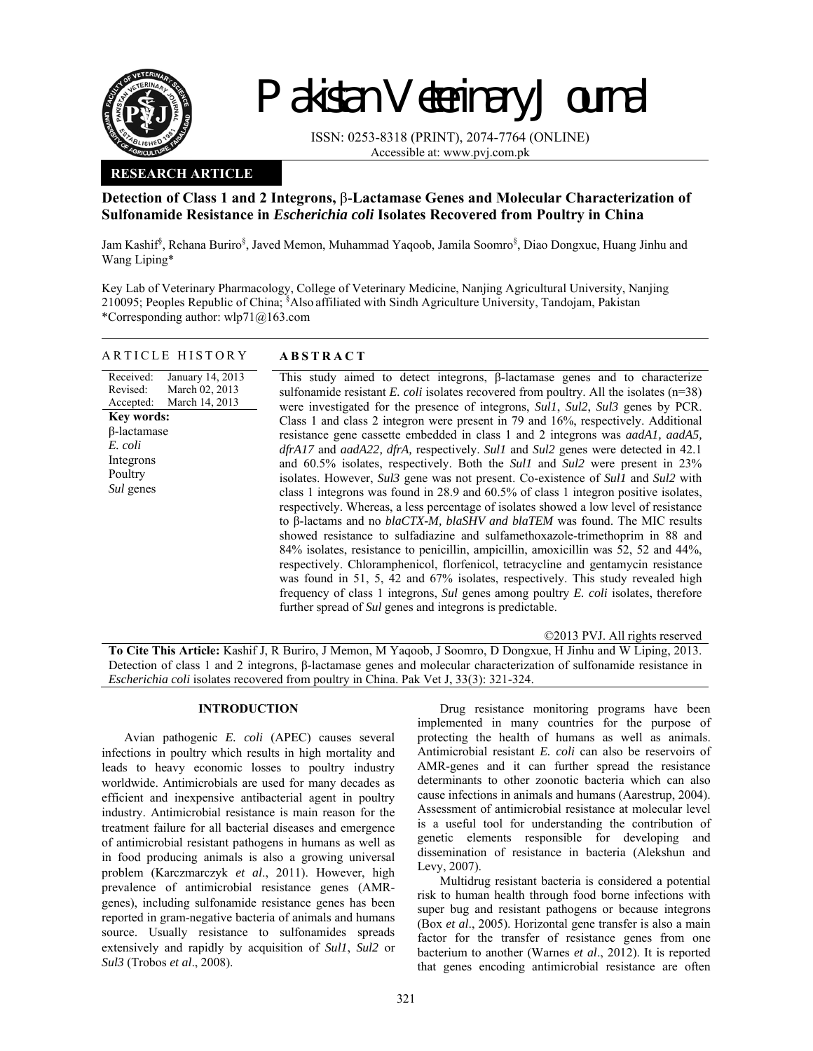# Pakistan Veterinary Journal

ISSN: 0253-8318 (PRINT), 2074-7764 (ONLINE)
Accessible at: www.pvj.com.pk

**RESEARCH ARTICLE**

## Detection of Class 1 and 2 Integrons, β-Lactamase Genes and Molecular Characterization of Sulfonamide Resistance in *Escherichia coli* Isolates Recovered from Poultry in China

Jam Kashif[§], Rehana Buriro[§], Javed Memon, Muhammad Yaqoob, Jamila Soomro[§], Diao Dongxue, Huang Jinhu and Wang Liping*

Key Lab of Veterinary Pharmacology, College of Veterinary Medicine, Nanjing Agricultural University, Nanjing 210095; Peoples Republic of China; [§]Also affiliated with Sindh Agriculture University, Tandojam, Pakistan
*Corresponding author: wlp71@163.com

### ARTICLE HISTORY

Received: January 14, 2013
Revised: March 02, 2013
Accepted: March 14, 2013

**Key words:**
β-lactamase
*E. coli*
Integrons
Poultry
*Sul* genes

### ABSTRACT

This study aimed to detect integrons, β-lactamase genes and to characterize sulfonamide resistant *E. coli* isolates recovered from poultry. All the isolates (n=38) were investigated for the presence of integrons, *Sul1*, *Sul2*, *Sul3* genes by PCR. Class 1 and class 2 integron were present in 79 and 16%, respectively. Additional resistance gene cassette embedded in class 1 and 2 integrons was *aadA1, aadA5, dfrA17* and *aadA22, dfrA,* respectively. *Sul1* and *Sul2* genes were detected in 42.1 and 60.5% isolates, respectively. Both the *Sul1* and *Sul2* were present in 23% isolates. However, *Sul3* gene was not present. Co-existence of *Sul1* and *Sul2* with class 1 integrons was found in 28.9 and 60.5% of class 1 integron positive isolates, respectively. Whereas, a less percentage of isolates showed a low level of resistance to β-lactams and no *blaCTX-M, blaSHV and blaTEM* was found. The MIC results showed resistance to sulfadiazine and sulfamethoxazole-trimethoprim in 88 and 84% isolates, resistance to penicillin, ampicillin, amoxicillin was 52, 52 and 44%, respectively. Chloramphenicol, florfenicol, tetracycline and gentamycin resistance was found in 51, 5, 42 and 67% isolates, respectively. This study revealed high frequency of class 1 integrons, *Sul* genes among poultry *E. coli* isolates, therefore further spread of *Sul* genes and integrons is predictable.

©2013 PVJ. All rights reserved

**To Cite This Article:** Kashif J, R Buriro, J Memon, M Yaqoob, J Soomro, D Dongxue, H Jinhu and W Liping, 2013. Detection of class 1 and 2 integrons, β-lactamase genes and molecular characterization of sulfonamide resistance in *Escherichia coli* isolates recovered from poultry in China. Pak Vet J, 33(3): 321-324.

## INTRODUCTION

Avian pathogenic *E. coli* (APEC) causes several infections in poultry which results in high mortality and leads to heavy economic losses to poultry industry worldwide. Antimicrobials are used for many decades as efficient and inexpensive antibacterial agent in poultry industry. Antimicrobial resistance is main reason for the treatment failure for all bacterial diseases and emergence of antimicrobial resistant pathogens in humans as well as in food producing animals is also a growing universal problem (Karczmarczyk *et al*., 2011). However, high prevalence of antimicrobial resistance genes (AMR-genes), including sulfonamide resistance genes has been reported in gram-negative bacteria of animals and humans source. Usually resistance to sulfonamides spreads extensively and rapidly by acquisition of *Sul1*, *Sul2* or *Sul3* (Trobos *et al*., 2008).

Drug resistance monitoring programs have been implemented in many countries for the purpose of protecting the health of humans as well as animals. Antimicrobial resistant *E. coli* can also be reservoirs of AMR-genes and it can further spread the resistance determinants to other zoonotic bacteria which can also cause infections in animals and humans (Aarestrup, 2004). Assessment of antimicrobial resistance at molecular level is a useful tool for understanding the contribution of genetic elements responsible for developing and dissemination of resistance in bacteria (Alekshun and Levy, 2007).

Multidrug resistant bacteria is considered a potential risk to human health through food borne infections with super bug and resistant pathogens or because integrons (Box *et al*., 2005). Horizontal gene transfer is also a main factor for the transfer of resistance genes from one bacterium to another (Warnes *et al*., 2012). It is reported that genes encoding antimicrobial resistance are often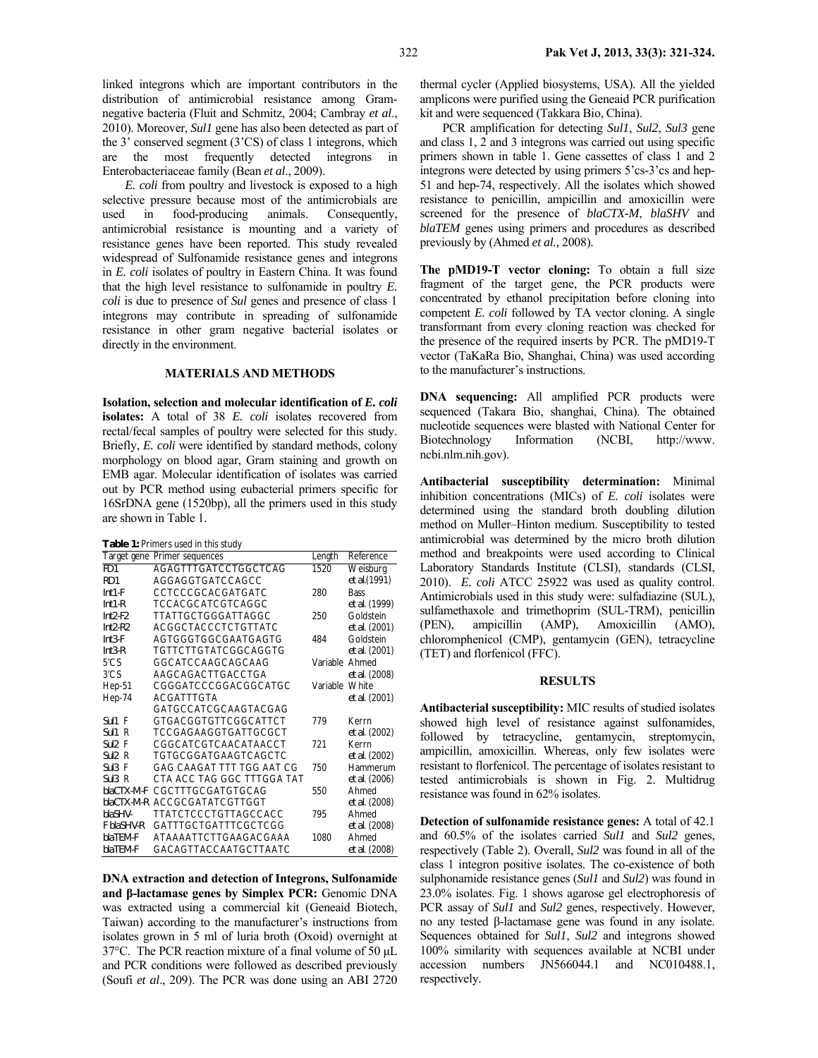linked integrons which are important contributors in the distribution of antimicrobial resistance among Gram-negative bacteria (Fluit and Schmitz, 2004; Cambray *et al*., 2010). Moreover, *Sul1* gene has also been detected as part of the 3' conserved segment (3'CS) of class 1 integrons, which are the most frequently detected integrons in Enterobacteriaceae family (Bean *et al*., 2009).

*E. coli* from poultry and livestock is exposed to a high selective pressure because most of the antimicrobials are used in food-producing animals. Consequently, antimicrobial resistance is mounting and a variety of resistance genes have been reported. This study revealed widespread of Sulfonamide resistance genes and integrons in *E. coli* isolates of poultry in Eastern China. It was found that the high level resistance to sulfonamide in poultry *E. coli* is due to presence of *Sul* genes and presence of class 1 integrons may contribute in spreading of sulfonamide resistance in other gram negative bacterial isolates or directly in the environment.

## MATERIALS AND METHODS

**Isolation, selection and molecular identification of *E. coli* isolates:** A total of 38 *E. coli* isolates recovered from rectal/fecal samples of poultry were selected for this study. Briefly, *E. coli* were identified by standard methods, colony morphology on blood agar, Gram staining and growth on EMB agar. Molecular identification of isolates was carried out by PCR method using eubacterial primers specific for 16SrDNA gene (1520bp), all the primers used in this study are shown in Table 1.

**Table 1:** Primers used in this study

| Target gene | Primer sequences | Length | Reference |
|---|---|---|---|
| FD1 | AGAGTTTGATCCTGGCTCAG | 1520 | Weisburg |
| RD1 | AGGAGGTGATCCAGCC | | et al.(1991) |
| Int1-F | CCTCCCGCACGATGATC | 280 | Bass |
| Int1-R | TCCACGCATCGTCAGGC | | et al. (1999) |
| Int2-F2 | TTATTGCTGGGATTAGGC | 250 | Goldstein |
| Int2-R2 | ACGGCTACCCTCTGTTATC | | et al. (2001) |
| Int3-F | AGTGGGTGGCGAATGAGTG | 484 | Goldstein |
| Int3-R | TGTTCTTGTATCGGCAGGTG | | et al. (2001) |
| 5'CS | GGCATCCAAGCAGCAAG | Variable | Ahmed |
| 3'CS | AAGCAGACTTGACCTGA | | et al. (2008) |
| Hep-51 | CGGGATCCCGGACGGCATGC | Variable | White |
| Hep-74 | ACGATTTGTA GATGCCATCGCAAGTACGAG | | et al. (2001) |
| Sul1 F | GTGACGGTGTTCGGCATTCT | 779 | Kerrn |
| Sul1 R | TCCGAGAAGGTGATTGCGCT | | et al. (2002) |
| Sul2 F | CGGCATCGTCAACATAACCT | 721 | Kerrn |
| Sul2 R | TGTGCGGATGAAGTCAGCTC | | et al. (2002) |
| Sul3 F | GAG CAAGAT TTT TGG AAT CG | 750 | Hammerum |
| Sul3 R | CTA ACC TAG GGC TTTGGA TAT | | et al. (2006) |
| blaCTX-M-F | CGCTTTGCGATGTGCAG | 550 | Ahmed |
| blaCTX-M-R | ACCGCGATATCGTTGGT | | et al. (2008) |
| blaSHV-F | TTATCTCCCTGTTAGCCACC | 795 | Ahmed |
| blaSHV-R | GATTTGCTGATTTCGCTCGG | | et al. (2008) |
| blaTEM-F | ATAAAATTCTTGAAGACGAAA | 1080 | Ahmed |
| blaTEM-F | GACAGTTACCAATGCTTAATC | | et al. (2008) |

**DNA extraction and detection of Integrons, Sulfonamide and β-lactamase genes by Simplex PCR:** Genomic DNA was extracted using a commercial kit (Geneaid Biotech, Taiwan) according to the manufacturer's instructions from isolates grown in 5 ml of luria broth (Oxoid) overnight at 37°C. The PCR reaction mixture of a final volume of 50 µL and PCR conditions were followed as described previously (Soufi *et al*., 209). The PCR was done using an ABI 2720 thermal cycler (Applied biosystems, USA). All the yielded amplicons were purified using the Geneaid PCR purification kit and were sequenced (Takkara Bio, China).

PCR amplification for detecting *Sul1*, *Sul2*, *Sul3* gene and class 1, 2 and 3 integrons was carried out using specific primers shown in table 1. Gene cassettes of class 1 and 2 integrons were detected by using primers 5'cs-3'cs and hep-51 and hep-74, respectively. All the isolates which showed resistance to penicillin, ampicillin and amoxicillin were screened for the presence of *blaCTX-M*, *blaSHV* and *blaTEM* genes using primers and procedures as described previously by (Ahmed *et al.,* 2008).

**The pMD19-T vector cloning:** To obtain a full size fragment of the target gene, the PCR products were concentrated by ethanol precipitation before cloning into competent *E. coli* followed by TA vector cloning. A single transformant from every cloning reaction was checked for the presence of the required inserts by PCR. The pMD19-T vector (TaKaRa Bio, Shanghai, China) was used according to the manufacturer's instructions.

**DNA sequencing:** All amplified PCR products were sequenced (Takara Bio, shanghai, China). The obtained nucleotide sequences were blasted with National Center for Biotechnology Information (NCBI, http://www. ncbi.nlm.nih.gov).

**Antibacterial susceptibility determination:** Minimal inhibition concentrations (MICs) of *E. coli* isolates were determined using the standard broth doubling dilution method on Muller–Hinton medium. Susceptibility to tested antimicrobial was determined by the micro broth dilution method and breakpoints were used according to Clinical Laboratory Standards Institute (CLSI), standards (CLSI, 2010). *E. coli* ATCC 25922 was used as quality control. Antimicrobials used in this study were: sulfadiazine (SUL), sulfamethaxole and trimethoprim (SUL-TRM), penicillin (PEN), ampicillin (AMP), Amoxicillin (AMO), chloromphenicol (CMP), gentamycin (GEN), tetracycline (TET) and florfenicol (FFC).

## RESULTS

**Antibacterial susceptibility:** MIC results of studied isolates showed high level of resistance against sulfonamides, followed by tetracycline, gentamycin, streptomycin, ampicillin, amoxicillin. Whereas, only few isolates were resistant to florfenicol. The percentage of isolates resistant to tested antimicrobials is shown in Fig. 2. Multidrug resistance was found in 62% isolates.

**Detection of sulfonamide resistance genes:** A total of 42.1 and 60.5% of the isolates carried *Sul1* and *Sul2* genes, respectively (Table 2). Overall, *Sul2* was found in all of the class 1 integron positive isolates. The co-existence of both sulphonamide resistance genes (*Sul1* and *Sul2*) was found in 23.0% isolates. Fig. 1 shows agarose gel electrophoresis of PCR assay of *Sul1* and *Sul2* genes, respectively. However, no any tested β-lactamase gene was found in any isolate. Sequences obtained for *Sul1*, *Sul2* and integrons showed 100% similarity with sequences available at NCBI under accession numbers JN566044.1 and NC010488.1, respectively.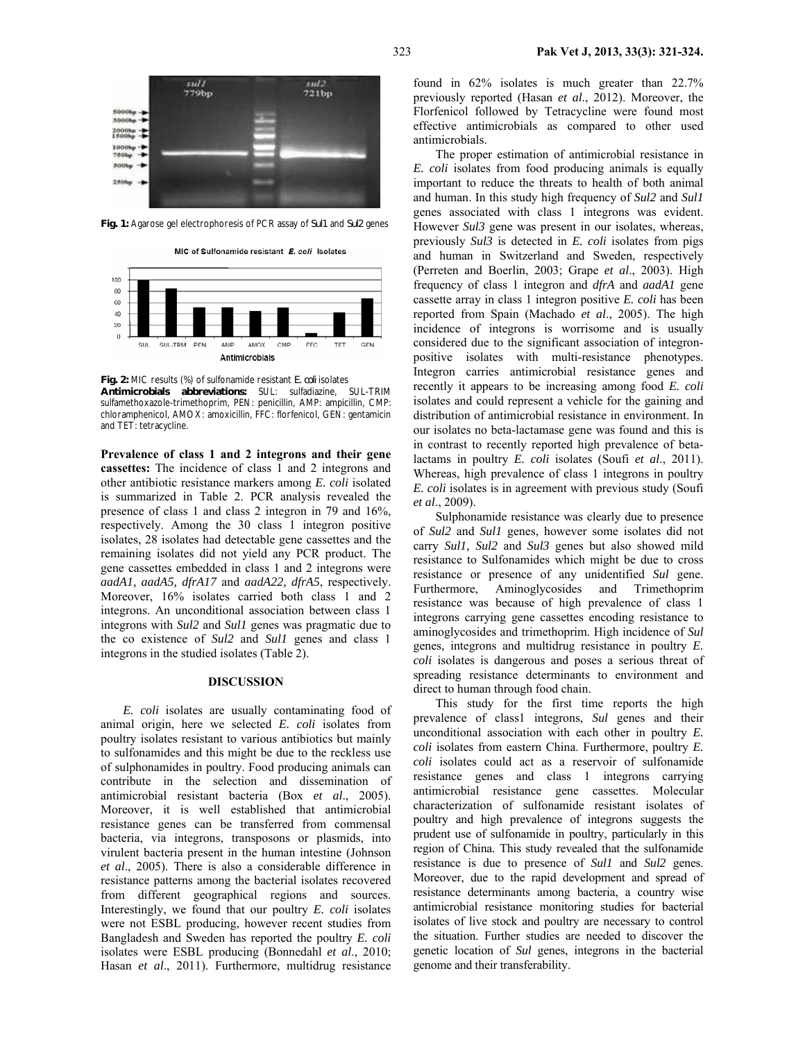**Fig. 1:** Agarose gel electrophoresis of PCR assay of *Sul1* and *Sul2* genes

**Fig. 2:** MIC results (%) of sulfonamide resistant *E. coli* isolates
**Antimicrobials abbreviations:** SUL: sulfadiazine, SUL-TRIM sulfamethoxazole-trimethoprim, PEN: penicillin, AMP: ampicillin, CMP: chloramphenicol, AMOX: amoxicillin, FFC: florfenicol, GEN: gentamicin and TET: tetracycline.

**Prevalence of class 1 and 2 integrons and their gene cassettes:** The incidence of class 1 and 2 integrons and other antibiotic resistance markers among *E. coli* isolated is summarized in Table 2. PCR analysis revealed the presence of class 1 and class 2 integron in 79 and 16%, respectively. Among the 30 class 1 integron positive isolates, 28 isolates had detectable gene cassettes and the remaining isolates did not yield any PCR product. The gene cassettes embedded in class 1 and 2 integrons were *aadA1, aadA5, dfrA17* and *aadA22, dfrA5*, respectively. Moreover, 16% isolates carried both class 1 and 2 integrons. An unconditional association between class 1 integrons with *Sul2* and *Sul1* genes was pragmatic due to the co existence of *Sul2* and *Sul1* genes and class 1 integrons in the studied isolates (Table 2).

## DISCUSSION

*E. coli* isolates are usually contaminating food of animal origin, here we selected *E. coli* isolates from poultry isolates resistant to various antibiotics but mainly to sulfonamides and this might be due to the reckless use of sulphonamides in poultry. Food producing animals can contribute in the selection and dissemination of antimicrobial resistant bacteria (Box *et al*., 2005). Moreover, it is well established that antimicrobial resistance genes can be transferred from commensal bacteria, via integrons, transposons or plasmids, into virulent bacteria present in the human intestine (Johnson *et al*., 2005). There is also a considerable difference in resistance patterns among the bacterial isolates recovered from different geographical regions and sources. Interestingly, we found that our poultry *E. coli* isolates were not ESBL producing, however recent studies from Bangladesh and Sweden has reported the poultry *E. coli* isolates were ESBL producing (Bonnedahl *et al*., 2010; Hasan *et al*., 2011). Furthermore, multidrug resistance found in 62% isolates is much greater than 22.7% previously reported (Hasan *et al*., 2012). Moreover, the Florfenicol followed by Tetracycline were found most effective antimicrobials as compared to other used antimicrobials.

The proper estimation of antimicrobial resistance in *E. coli* isolates from food producing animals is equally important to reduce the threats to health of both animal and human. In this study high frequency of *Sul2* and *Sul1* genes associated with class 1 integrons was evident. However *Sul3* gene was present in our isolates, whereas, previously *Sul3* is detected in *E. coli* isolates from pigs and human in Switzerland and Sweden, respectively (Perreten and Boerlin, 2003; Grape *et al*., 2003). High frequency of class 1 integron and *dfrA* and *aadA1* gene cassette array in class 1 integron positive *E. coli* has been reported from Spain (Machado *et al*., 2005). The high incidence of integrons is worrisome and is usually considered due to the significant association of integron-positive isolates with multi-resistance phenotypes. Integron carries antimicrobial resistance genes and recently it appears to be increasing among food *E. coli* isolates and could represent a vehicle for the gaining and distribution of antimicrobial resistance in environment. In our isolates no beta-lactamase gene was found and this is in contrast to recently reported high prevalence of beta-lactams in poultry *E. coli* isolates (Soufi *et al*., 2011). Whereas, high prevalence of class 1 integrons in poultry *E. coli* isolates is in agreement with previous study (Soufi *et al*., 2009).

Sulphonamide resistance was clearly due to presence of *Sul2* and *Sul1* genes, however some isolates did not carry *Sul1, Sul2* and *Sul3* genes but also showed mild resistance to Sulfonamides which might be due to cross resistance or presence of any unidentified *Sul* gene. Furthermore, Aminoglycosides and Trimethoprim resistance was because of high prevalence of class 1 integrons carrying gene cassettes encoding resistance to aminoglycosides and trimethoprim. High incidence of *Sul* genes, integrons and multidrug resistance in poultry *E. coli* isolates is dangerous and poses a serious threat of spreading resistance determinants to environment and direct to human through food chain.

This study for the first time reports the high prevalence of class1 integrons, *Sul* genes and their unconditional association with each other in poultry *E. coli* isolates from eastern China. Furthermore, poultry *E. coli* isolates could act as a reservoir of sulfonamide resistance genes and class 1 integrons carrying antimicrobial resistance gene cassettes. Molecular characterization of sulfonamide resistant isolates of poultry and high prevalence of integrons suggests the prudent use of sulfonamide in poultry, particularly in this region of China. This study revealed that the sulfonamide resistance is due to presence of *Sul1* and *Sul2* genes. Moreover, due to the rapid development and spread of resistance determinants among bacteria, a country wise antimicrobial resistance monitoring studies for bacterial isolates of live stock and poultry are necessary to control the situation. Further studies are needed to discover the genetic location of *Sul* genes, integrons in the bacterial genome and their transferability.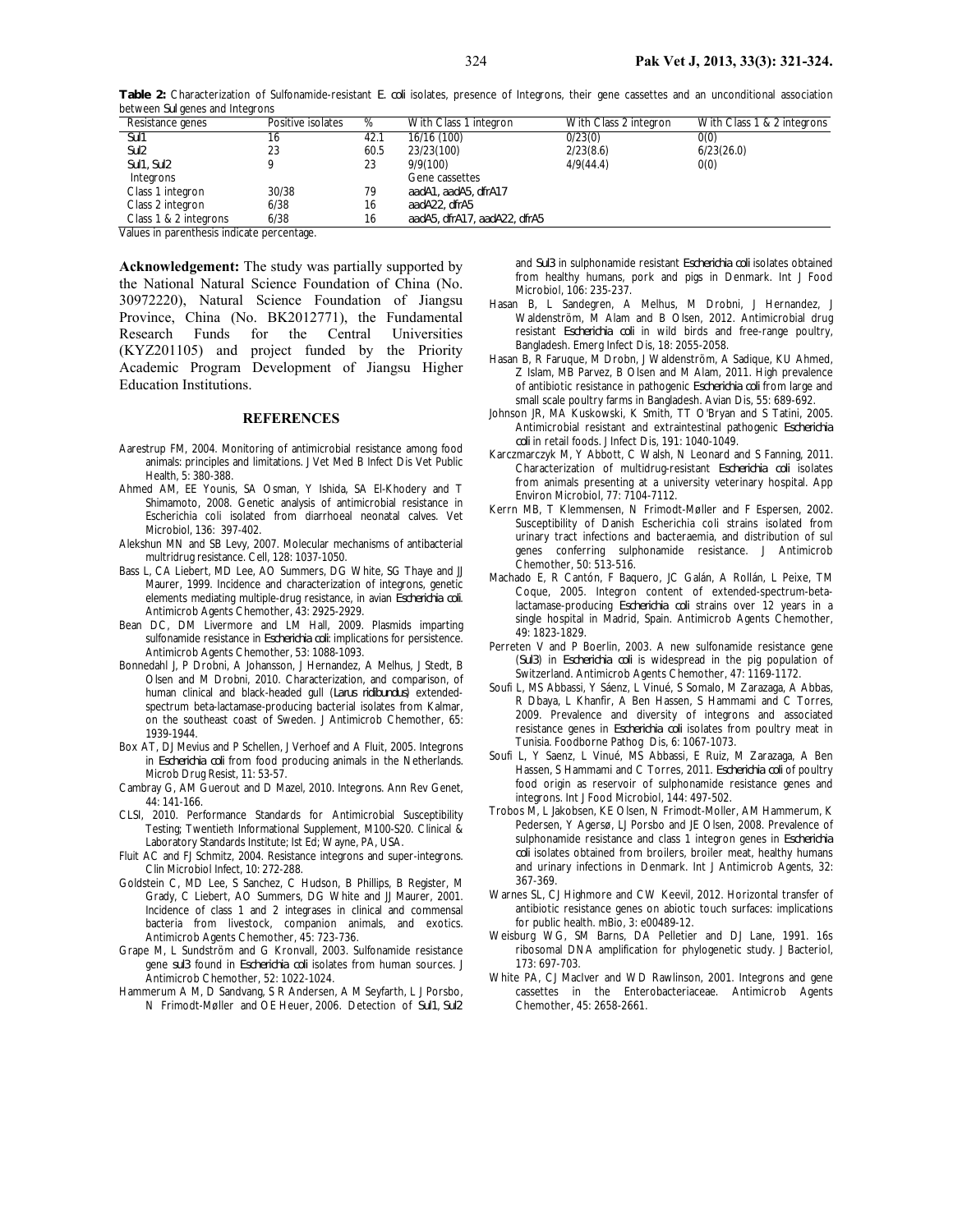**Table 2:** Characterization of Sulfonamide-resistant *E. coli* isolates, presence of Integrons, their gene cassettes and an unconditional association between *Sul* genes and Integrons

| Resistance genes | Positive isolates | % | With Class 1 integron | With Class 2 integron | With Class 1 & 2 integrons |
|---|---|---|---|---|---|
| *Sul1* | 16 | 42.1 | 16/16 (100) | 0/23(0) | 0(0) |
| *Sul2* | 23 | 60.5 | 23/23(100) | 2/23(8.6) | 6/23(26.0) |
| *Sul1, Sul2* | 9 | 23 | 9/9(100) | 4/9(44.4) | 0(0) |
| Integrons | | | Gene cassettes | | |
| Class 1 integron | 30/38 | 79 | *aadA1, aadA5, dfrA17* | | |
| Class 2 integron | 6/38 | 16 | *aadA22, dfrA5* | | |
| Class 1 & 2 integrons | 6/38 | 16 | *aadA5, dfrA17, aadA22, dfrA5* | | |

Values in parenthesis indicate percentage.

**Acknowledgement:** The study was partially supported by the National Natural Science Foundation of China (No. 30972220), Natural Science Foundation of Jiangsu Province, China (No. BK2012771), the Fundamental Research Funds for the Central Universities (KYZ201105) and project funded by the Priority Academic Program Development of Jiangsu Higher Education Institutions.

## REFERENCES

Aarestrup FM, 2004. Monitoring of antimicrobial resistance among food animals: principles and limitations. J Vet Med B Infect Dis Vet Public Health, 5: 380-388.

Ahmed AM, EE Younis, SA Osman, Y Ishida, SA El-Khodery and T Shimamoto, 2008. Genetic analysis of antimicrobial resistance in Escherichia coli isolated from diarrhoeal neonatal calves. Vet Microbiol, 136: 397-402.

Alekshun MN and SB Levy, 2007. Molecular mechanisms of antibacterial multidrug resistance. Cell, 128: 1037-1050.

Bass L, CA Liebert, MD Lee, AO Summers, DG White, SG Thaye and JJ Maurer, 1999. Incidence and characterization of integrons, genetic elements mediating multiple-drug resistance, in avian *Escherichia coli*. Antimicrob Agents Chemother, 43: 2925-2929.

Bean DC, DM Livermore and LM Hall, 2009. Plasmids imparting sulfonamide resistance in *Escherichia coli*: implications for persistence. Antimicrob Agents Chemother, 53: 1088-1093.

Bonnedahl J, P Drobni, A Johansson, J Hernandez, A Melhus, J Stedt, B Olsen and M Drobni, 2010. Characterization, and comparison, of human clinical and black-headed gull (*Larus ridibundus*) extended-spectrum beta-lactamase-producing bacterial isolates from Kalmar, on the southeast coast of Sweden. J Antimicrob Chemother, 65: 1939-1944.

Box AT, DJ Mevius and P Schellen, J Verhoef and A Fluit, 2005. Integrons in *Escherichia coli* from food producing animals in the Netherlands. Microb Drug Resist, 11: 53-57.

Cambray G, AM Guerout and D Mazel, 2010. Integrons. Ann Rev Genet, 44: 141-166.

CLSI, 2010. Performance Standards for Antimicrobial Susceptibility Testing; Twentieth Informational Supplement, M100-S20. Clinical & Laboratory Standards Institute; Ist Ed; Wayne, PA, USA.

Fluit AC and FJ Schmitz, 2004. Resistance integrons and super-integrons. Clin Microbiol Infect, 10: 272-288.

Goldstein C, MD Lee, S Sanchez, C Hudson, B Phillips, B Register, M Grady, C Liebert, AO Summers, DG White and JJ Maurer, 2001. Incidence of class 1 and 2 integrases in clinical and commensal bacteria from livestock, companion animals, and exotics. Antimicrob Agents Chemother, 45: 723-736.

Grape M, L Sundström and G Kronvall, 2003. Sulfonamide resistance gene *sul3* found in *Escherichia coli* isolates from human sources. J Antimicrob Chemother, 52: 1022-1024.

Hammerum A M, D Sandvang, S R Andersen, A M Seyfarth, L J Porsbo, N Frimodt-Møller and OE Heuer, 2006. Detection of *Sul1, Sul2* and *Sul3* in sulphonamide resistant *Escherichia coli* isolates obtained from healthy humans, pork and pigs in Denmark. Int J Food Microbiol, 106: 235-237.

Hasan B, L Sandegren, A Melhus, M Drobni, J Hernandez, J Waldenström, M Alam and B Olsen, 2012. Antimicrobial drug resistant *Escherichia coli* in wild birds and free-range poultry, Bangladesh. Emerg Infect Dis, 18: 2055-2058.

Hasan B, R Faruque, M Drobn, J Waldenström, A Sadique, KU Ahmed, Z Islam, MB Parvez, B Olsen and M Alam, 2011. High prevalence of antibiotic resistance in pathogenic *Escherichia coli* from large and small scale poultry farms in Bangladesh. Avian Dis, 55: 689-692.

Johnson JR, MA Kuskowski, K Smith, TT O'Bryan and S Tatini, 2005. Antimicrobial resistant and extraintestinal pathogenic *Escherichia coli* in retail foods. J Infect Dis, 191: 1040-1049.

Karczmarczyk M, Y Abbott, C Walsh, N Leonard and S Fanning, 2011. Characterization of multidrug-resistant *Escherichia coli* isolates from animals presenting at a university veterinary hospital. App Environ Microbiol, 77: 7104-7112.

Kerrn MB, T Klemmensen, N Frimodt-Møller and F Espersen, 2002. Susceptibility of Danish Escherichia coli strains isolated from urinary tract infections and bacteraemia, and distribution of sul genes conferring sulphonamide resistance. J Antimicrob Chemother, 50: 513-516.

Machado E, R Cantón, F Baquero, JC Galán, A Rollán, L Peixe, TM Coque, 2005. Integron content of extended-spectrum-beta-lactamase-producing *Escherichia coli* strains over 12 years in a single hospital in Madrid, Spain. Antimicrob Agents Chemother, 49: 1823-1829.

Perreten V and P Boerlin, 2003. A new sulfonamide resistance gene (*Sul3*) in *Escherichia coli* is widespread in the pig population of Switzerland. Antimicrob Agents Chemother, 47: 1169-1172.

Soufi L, MS Abbassi, Y Sáenz, L Vinué, S Somalo, M Zarazaga, A Abbas, R Dbaya, L Khanfir, A Ben Hassen, S Hammami and C Torres, 2009. Prevalence and diversity of integrons and associated resistance genes in *Escherichia coli* isolates from poultry meat in Tunisia. Foodborne Pathog Dis, 6: 1067-1073.

Soufi L, Y Saenz, L Vinué, MS Abbassi, E Ruiz, M Zarazaga, A Ben Hassen, S Hammami and C Torres, 2011. *Escherichia coli* of poultry food origin as reservoir of sulphonamide resistance genes and integrons. Int J Food Microbiol, 144: 497-502.

Trobos M, L Jakobsen, KE Olsen, N Frimodt-Moller, AM Hammerum, K Pedersen, Y Agersø, LJ Porsbo and JE Olsen, 2008. Prevalence of sulphonamide resistance and class 1 integron genes in *Escherichia coli* isolates obtained from broilers, broiler meat, healthy humans and urinary infections in Denmark. Int J Antimicrob Agents, 32: 367-369.

Warnes SL, CJ Highmore and CW Keevil, 2012. Horizontal transfer of antibiotic resistance genes on abiotic touch surfaces: implications for public health. mBio, 3: e00489-12.

Weisburg WG, SM Barns, DA Pelletier and DJ Lane, 1991. 16s ribosomal DNA amplification for phylogenetic study. J Bacteriol, 173: 697-703.

White PA, CJ MacIver and WD Rawlinson, 2001. Integrons and gene cassettes in the Enterobacteriaceae. Antimicrob Agents Chemother, 45: 2658-2661.